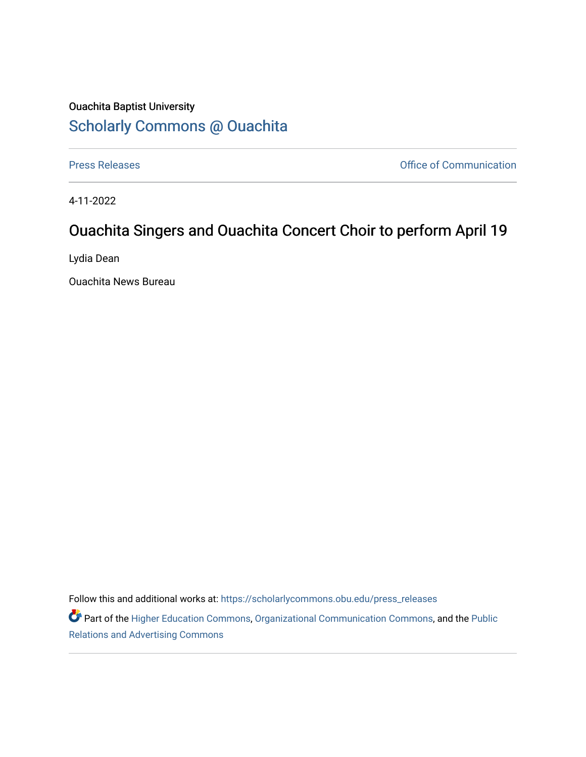Ouachita Baptist University

# Scholarly Commons @ Ouachita

Press Releases | Office of Communication

4-11-2022

## Ouachita Singers and Ouachita Concert Choir to perform April 19

Lydia Dean

Ouachita News Bureau

Follow this and additional works at: https://scholarlycommons.obu.edu/press_releases

Part of the Higher Education Commons, Organizational Communication Commons, and the Public Relations and Advertising Commons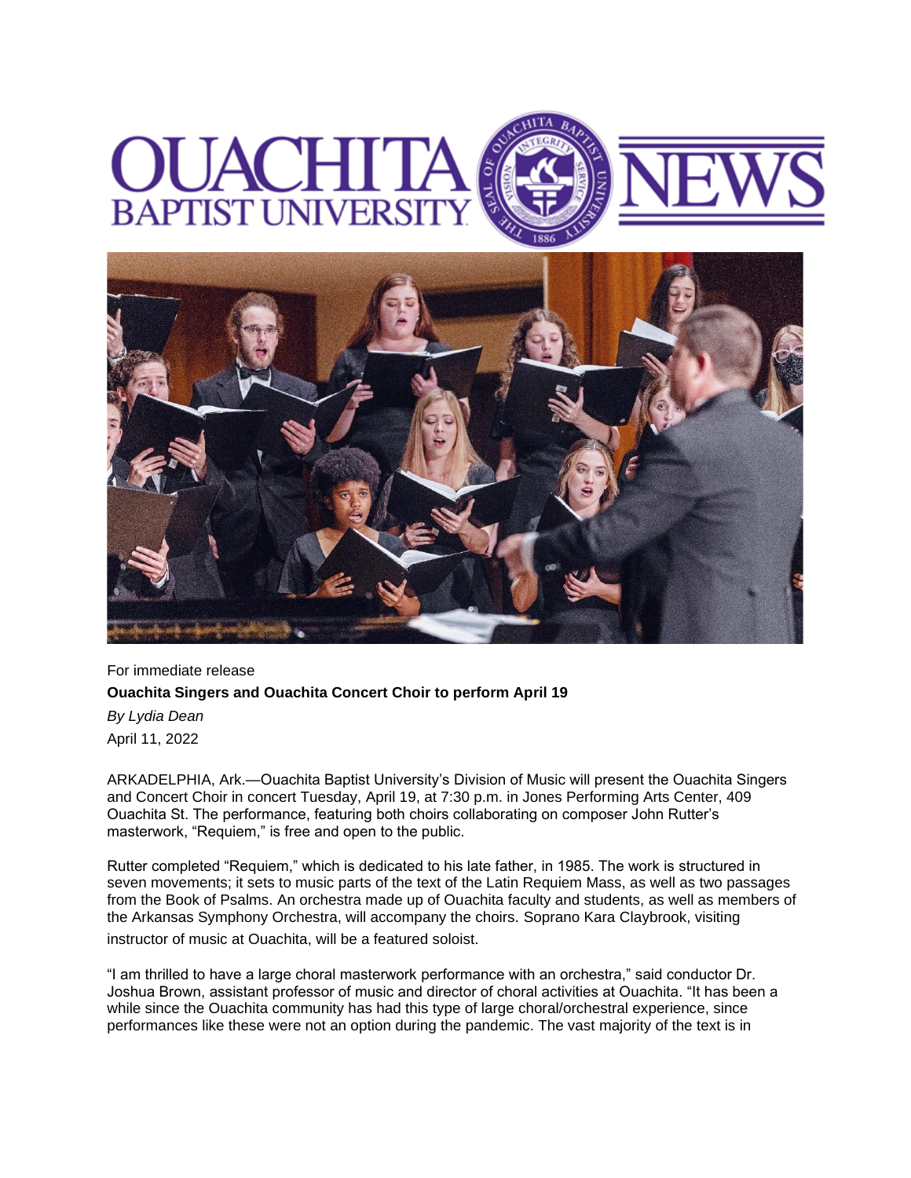For immediate release

**Ouachita Singers and Ouachita Concert Choir to perform April 19**

*By Lydia Dean*

April 11, 2022

ARKADELPHIA, Ark.—Ouachita Baptist University's Division of Music will present the Ouachita Singers and Concert Choir in concert Tuesday, April 19, at 7:30 p.m. in Jones Performing Arts Center, 409 Ouachita St. The performance, featuring both choirs collaborating on composer John Rutter's masterwork, "Requiem," is free and open to the public.

Rutter completed "Requiem," which is dedicated to his late father, in 1985. The work is structured in seven movements; it sets to music parts of the text of the Latin Requiem Mass, as well as two passages from the Book of Psalms. An orchestra made up of Ouachita faculty and students, as well as members of the Arkansas Symphony Orchestra, will accompany the choirs. Soprano Kara Claybrook, visiting instructor of music at Ouachita, will be a featured soloist.

"I am thrilled to have a large choral masterwork performance with an orchestra," said conductor Dr. Joshua Brown, assistant professor of music and director of choral activities at Ouachita. "It has been a while since the Ouachita community has had this type of large choral/orchestral experience, since performances like these were not an option during the pandemic. The vast majority of the text is in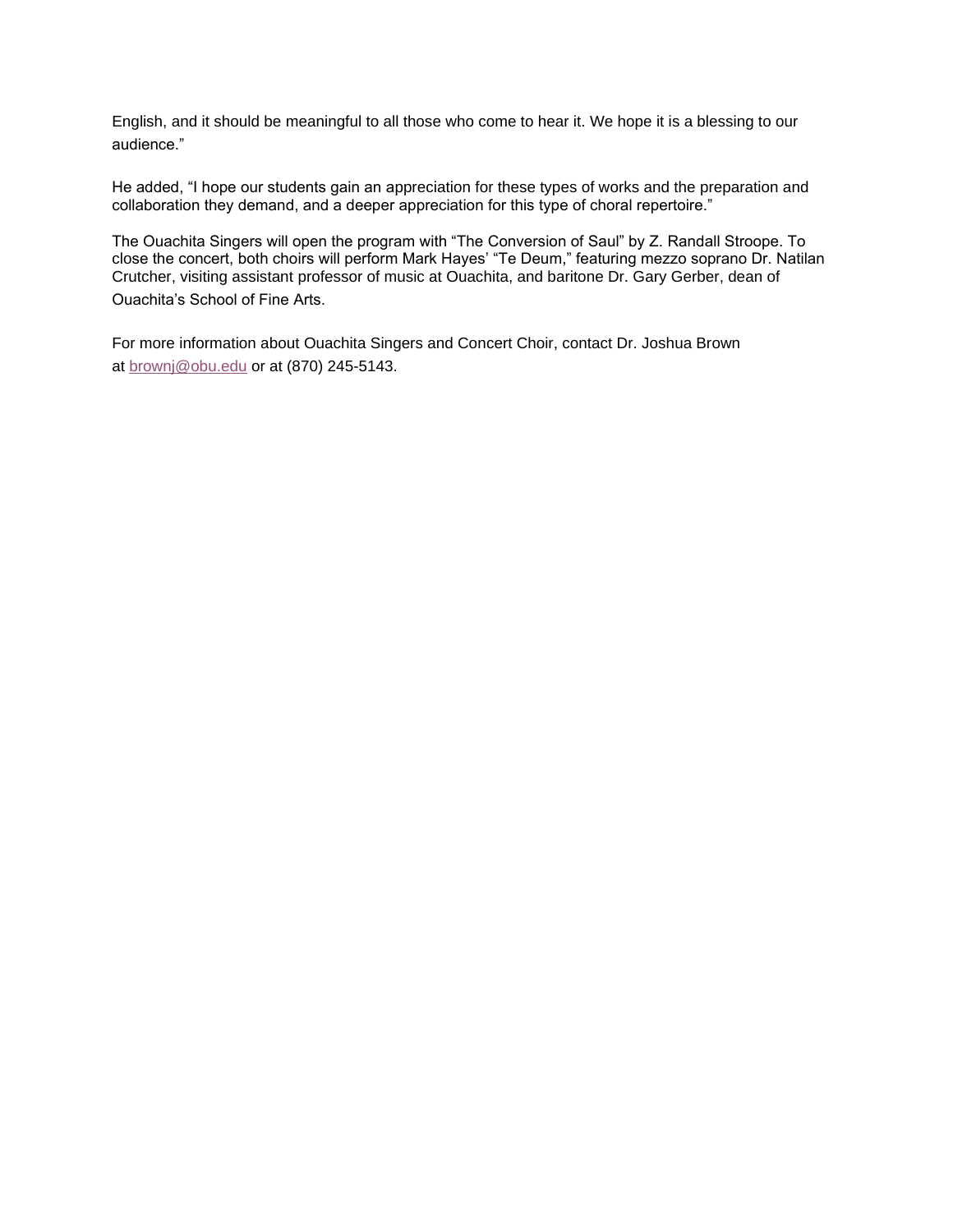English, and it should be meaningful to all those who come to hear it. We hope it is a blessing to our audience."

He added, "I hope our students gain an appreciation for these types of works and the preparation and collaboration they demand, and a deeper appreciation for this type of choral repertoire."

The Ouachita Singers will open the program with "The Conversion of Saul" by Z. Randall Stroope. To close the concert, both choirs will perform Mark Hayes' "Te Deum," featuring mezzo soprano Dr. Natilan Crutcher, visiting assistant professor of music at Ouachita, and baritone Dr. Gary Gerber, dean of Ouachita's School of Fine Arts.

For more information about Ouachita Singers and Concert Choir, contact Dr. Joshua Brown at brownj@obu.edu or at (870) 245-5143.